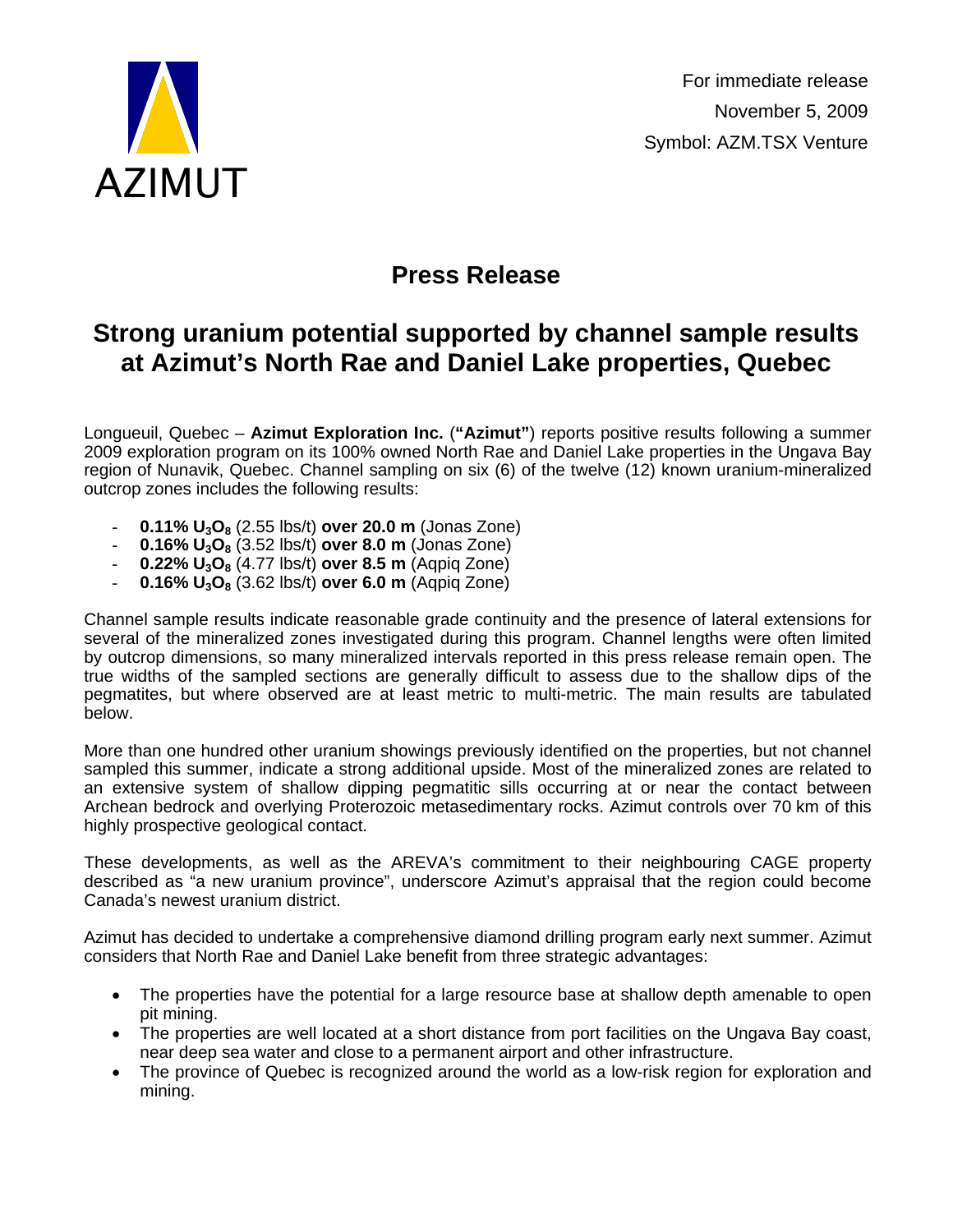AZIMUT

For immediate release
November 5, 2009
Symbol: AZM.TSX Venture

# Press Release

## Strong uranium potential supported by channel sample results at Azimut's North Rae and Daniel Lake properties, Quebec

Longueuil, Quebec – **Azimut Exploration Inc.** (**"Azimut"**) reports positive results following a summer 2009 exploration program on its 100% owned North Rae and Daniel Lake properties in the Ungava Bay region of Nunavik, Quebec. Channel sampling on six (6) of the twelve (12) known uranium-mineralized outcrop zones includes the following results:

- **0.11% $U_3O_8$** (2.55 lbs/t) **over 20.0 m** (Jonas Zone)
- **0.16% $U_3O_8$** (3.52 lbs/t) **over 8.0 m** (Jonas Zone)
- **0.22% $U_3O_8$** (4.77 lbs/t) **over 8.5 m** (Aqpiq Zone)
- **0.16% $U_3O_8$** (3.62 lbs/t) **over 6.0 m** (Aqpiq Zone)

Channel sample results indicate reasonable grade continuity and the presence of lateral extensions for several of the mineralized zones investigated during this program. Channel lengths were often limited by outcrop dimensions, so many mineralized intervals reported in this press release remain open. The true widths of the sampled sections are generally difficult to assess due to the shallow dips of the pegmatites, but where observed are at least metric to multi-metric. The main results are tabulated below.

More than one hundred other uranium showings previously identified on the properties, but not channel sampled this summer, indicate a strong additional upside. Most of the mineralized zones are related to an extensive system of shallow dipping pegmatitic sills occurring at or near the contact between Archean bedrock and overlying Proterozoic metasedimentary rocks. Azimut controls over 70 km of this highly prospective geological contact.

These developments, as well as the AREVA's commitment to their neighbouring CAGE property described as "a new uranium province", underscore Azimut's appraisal that the region could become Canada's newest uranium district.

Azimut has decided to undertake a comprehensive diamond drilling program early next summer. Azimut considers that North Rae and Daniel Lake benefit from three strategic advantages:

- The properties have the potential for a large resource base at shallow depth amenable to open pit mining.
- The properties are well located at a short distance from port facilities on the Ungava Bay coast, near deep sea water and close to a permanent airport and other infrastructure.
- The province of Quebec is recognized around the world as a low-risk region for exploration and mining.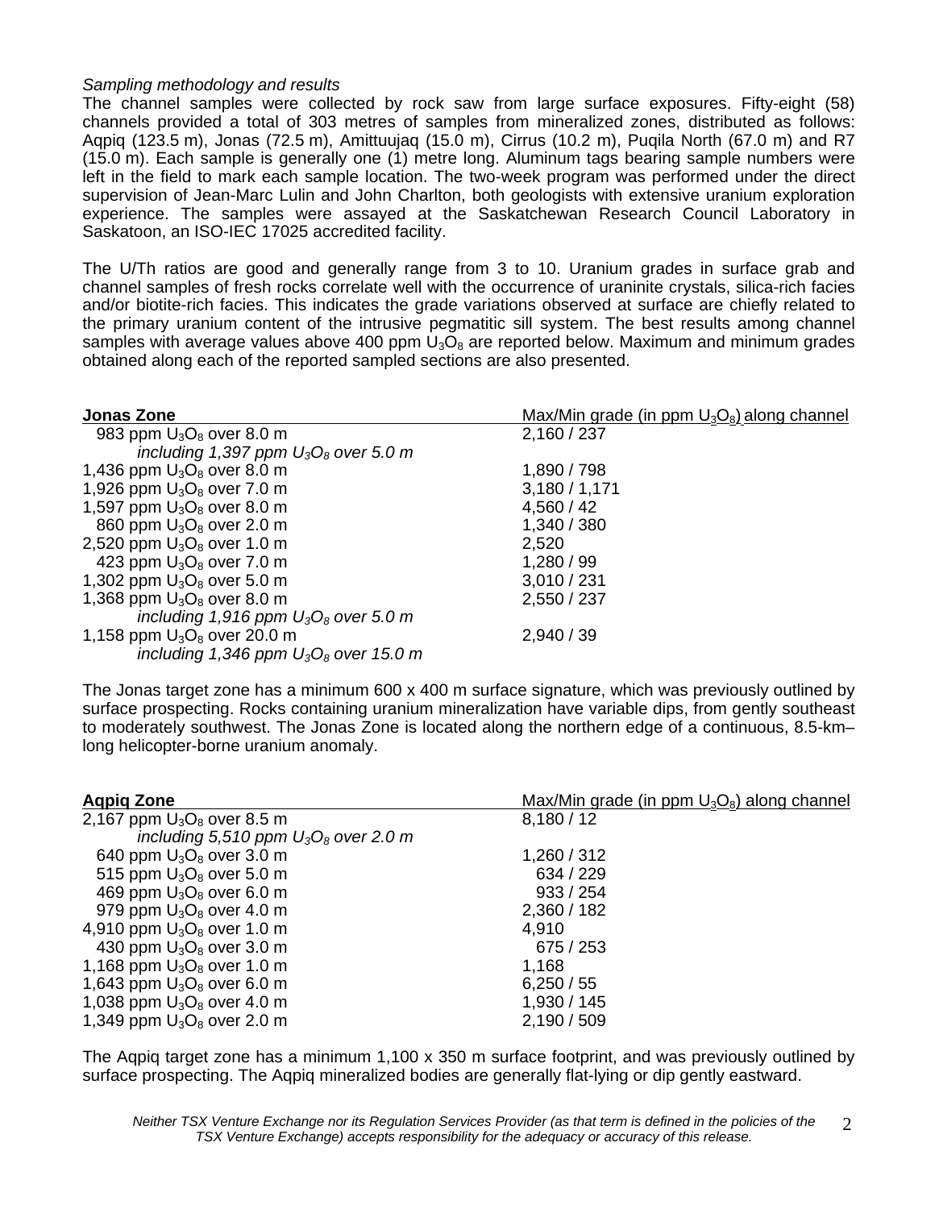*Sampling methodology and results*

The channel samples were collected by rock saw from large surface exposures. Fifty-eight (58) channels provided a total of 303 metres of samples from mineralized zones, distributed as follows: Aqpiq (123.5 m), Jonas (72.5 m), Amittuujaq (15.0 m), Cirrus (10.2 m), Puqila North (67.0 m) and R7 (15.0 m). Each sample is generally one (1) metre long. Aluminum tags bearing sample numbers were left in the field to mark each sample location. The two-week program was performed under the direct supervision of Jean-Marc Lulin and John Charlton, both geologists with extensive uranium exploration experience. The samples were assayed at the Saskatchewan Research Council Laboratory in Saskatoon, an ISO-IEC 17025 accredited facility.

The U/Th ratios are good and generally range from 3 to 10. Uranium grades in surface grab and channel samples of fresh rocks correlate well with the occurrence of uraninite crystals, silica-rich facies and/or biotite-rich facies. This indicates the grade variations observed at surface are chiefly related to the primary uranium content of the intrusive pegmatitic sill system. The best results among channel samples with average values above 400 ppm $U_3O_8$ are reported below. Maximum and minimum grades obtained along each of the reported sampled sections are also presented.

| **Jonas Zone** | Max/Min grade (in ppm $U_3O_8$) along channel |
|---|---|
| 983 ppm $U_3O_8$ over 8.0 m | 2,160 / 237 |
| *including 1,397 ppm $U_3O_8$ over 5.0 m* | |
| 1,436 ppm $U_3O_8$ over 8.0 m | 1,890 / 798 |
| 1,926 ppm $U_3O_8$ over 7.0 m | 3,180 / 1,171 |
| 1,597 ppm $U_3O_8$ over 8.0 m | 4,560 / 42 |
| 860 ppm $U_3O_8$ over 2.0 m | 1,340 / 380 |
| 2,520 ppm $U_3O_8$ over 1.0 m | 2,520 |
| 423 ppm $U_3O_8$ over 7.0 m | 1,280 / 99 |
| 1,302 ppm $U_3O_8$ over 5.0 m | 3,010 / 231 |
| 1,368 ppm $U_3O_8$ over 8.0 m | 2,550 / 237 |
| *including 1,916 ppm $U_3O_8$ over 5.0 m* | |
| 1,158 ppm $U_3O_8$ over 20.0 m | 2,940 / 39 |
| *including 1,346 ppm $U_3O_8$ over 15.0 m* | |

The Jonas target zone has a minimum 600 x 400 m surface signature, which was previously outlined by surface prospecting. Rocks containing uranium mineralization have variable dips, from gently southeast to moderately southwest. The Jonas Zone is located along the northern edge of a continuous, 8.5-km–long helicopter-borne uranium anomaly.

| **Aqpiq Zone** | Max/Min grade (in ppm $U_3O_8$) along channel |
|---|---|
| 2,167 ppm $U_3O_8$ over 8.5 m | 8,180 / 12 |
| *including 5,510 ppm $U_3O_8$ over 2.0 m* | |
| 640 ppm $U_3O_8$ over 3.0 m | 1,260 / 312 |
| 515 ppm $U_3O_8$ over 5.0 m | 634 / 229 |
| 469 ppm $U_3O_8$ over 6.0 m | 933 / 254 |
| 979 ppm $U_3O_8$ over 4.0 m | 2,360 / 182 |
| 4,910 ppm $U_3O_8$ over 1.0 m | 4,910 |
| 430 ppm $U_3O_8$ over 3.0 m | 675 / 253 |
| 1,168 ppm $U_3O_8$ over 1.0 m | 1,168 |
| 1,643 ppm $U_3O_8$ over 6.0 m | 6,250 / 55 |
| 1,038 ppm $U_3O_8$ over 4.0 m | 1,930 / 145 |
| 1,349 ppm $U_3O_8$ over 2.0 m | 2,190 / 509 |

The Aqpiq target zone has a minimum 1,100 x 350 m surface footprint, and was previously outlined by surface prospecting. The Aqpiq mineralized bodies are generally flat-lying or dip gently eastward.

*Neither TSX Venture Exchange nor its Regulation Services Provider (as that term is defined in the policies of the TSX Venture Exchange) accepts responsibility for the adequacy or accuracy of this release.*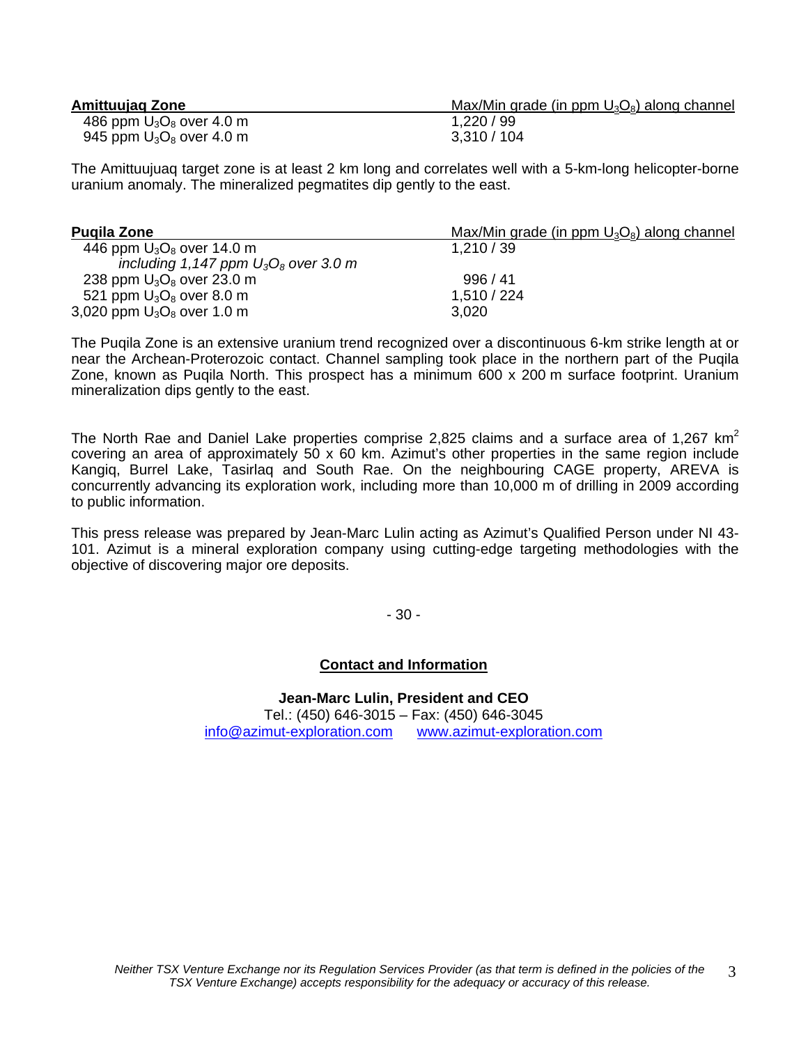| **Amittuujaq Zone** | Max/Min grade (in ppm $U_3O_8$) along channel |
|---|---|
| 486 ppm $U_3O_8$ over 4.0 m | 1,220 / 99 |
| 945 ppm $U_3O_8$ over 4.0 m | 3,310 / 104 |

The Amittuujuaq target zone is at least 2 km long and correlates well with a 5-km-long helicopter-borne uranium anomaly. The mineralized pegmatites dip gently to the east.

| **Puqila Zone** | Max/Min grade (in ppm $U_3O_8$) along channel |
|---|---|
| 446 ppm $U_3O_8$ over 14.0 m | 1,210 / 39 |
| *including 1,147 ppm $U_3O_8$ over 3.0 m* | |
| 238 ppm $U_3O_8$ over 23.0 m | 996 / 41 |
| 521 ppm $U_3O_8$ over 8.0 m | 1,510 / 224 |
| 3,020 ppm $U_3O_8$ over 1.0 m | 3,020 |

The Puqila Zone is an extensive uranium trend recognized over a discontinuous 6-km strike length at or near the Archean-Proterozoic contact. Channel sampling took place in the northern part of the Puqila Zone, known as Puqila North. This prospect has a minimum 600 x 200 m surface footprint. Uranium mineralization dips gently to the east.

The North Rae and Daniel Lake properties comprise 2,825 claims and a surface area of 1,267 $km^2$ covering an area of approximately 50 x 60 km. Azimut's other properties in the same region include Kangiq, Burrel Lake, Tasirlaq and South Rae. On the neighbouring CAGE property, AREVA is concurrently advancing its exploration work, including more than 10,000 m of drilling in 2009 according to public information.

This press release was prepared by Jean-Marc Lulin acting as Azimut's Qualified Person under NI 43-101. Azimut is a mineral exploration company using cutting-edge targeting methodologies with the objective of discovering major ore deposits.

- 30 -

## Contact and Information

**Jean-Marc Lulin, President and CEO**
Tel.: (450) 646-3015 – Fax: (450) 646-3045
info@azimut-exploration.com    www.azimut-exploration.com

*Neither TSX Venture Exchange nor its Regulation Services Provider (as that term is defined in the policies of the TSX Venture Exchange) accepts responsibility for the adequacy or accuracy of this release.*